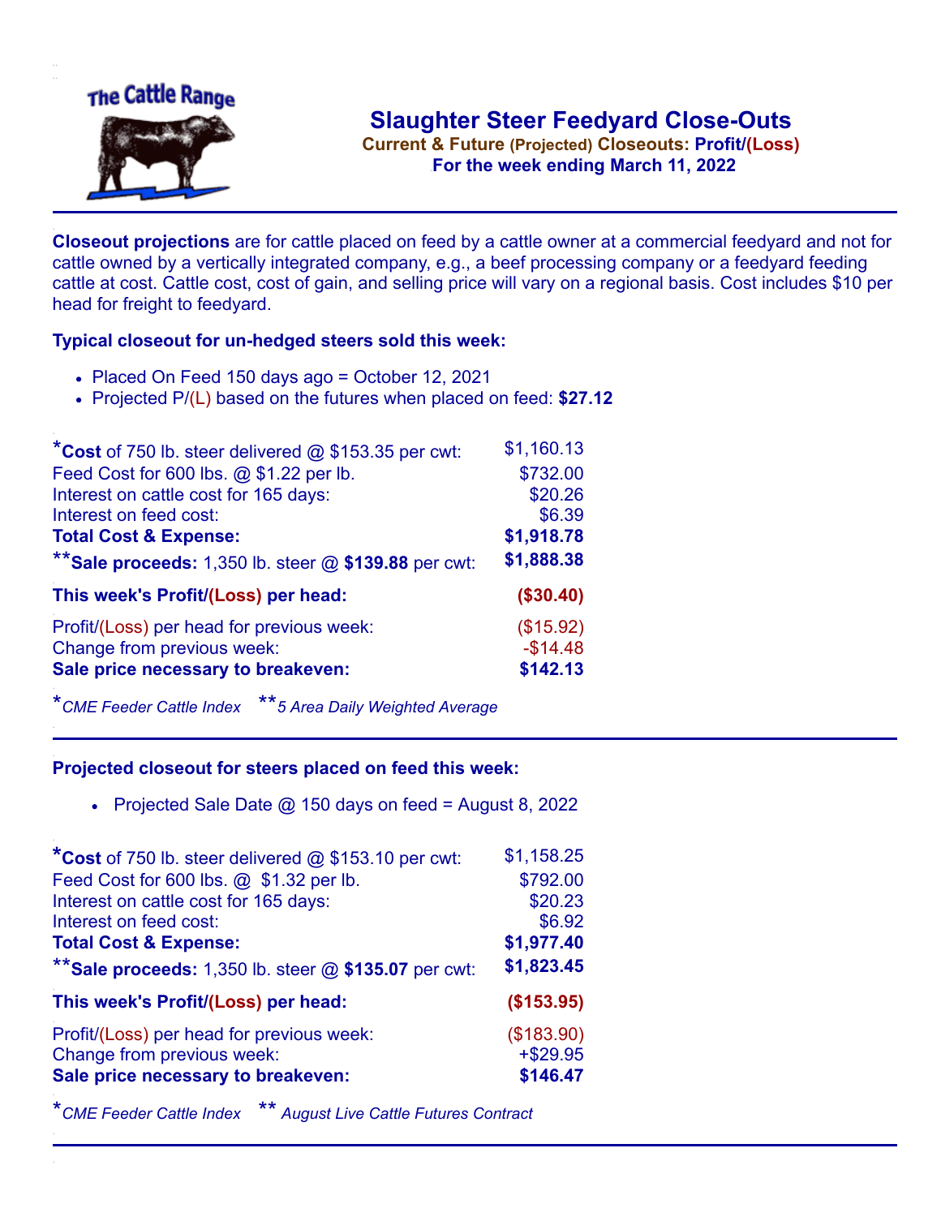# Slaughter Steer Feedyard Close-Outs

**Current & Future (Projected) Closeouts: Profit/(Loss)**

**For the week ending March 11, 2022**

**Closeout projections** are for cattle placed on feed by a cattle owner at a commercial feedyard and not for cattle owned by a vertically integrated company, e.g., a beef processing company or a feedyard feeding cattle at cost. Cattle cost, cost of gain, and selling price will vary on a regional basis. Cost includes $10 per head for freight to feedyard.

### Typical closeout for un-hedged steers sold this week:

- Placed On Feed 150 days ago = October 12, 2021
- Projected P/(L) based on the futures when placed on feed: **$27.12**

| | |
|---|---|
| ***Cost** of 750 lb. steer delivered @ $153.35 per cwt: | $1,160.13 |
| Feed Cost for 600 lbs. @ $1.22 per lb. | $732.00 |
| Interest on cattle cost for 165 days: | $20.26 |
| Interest on feed cost: | $6.39 |
| **Total Cost & Expense:** | **$1,918.78** |
| ****Sale proceeds:** 1,350 lb. steer @ **$139.88** per cwt: | **$1,888.38** |
| **This week's Profit/(Loss) per head:** | **($30.40)** |
| Profit/(Loss) per head for previous week: | ($15.92) |
| Change from previous week: | -$14.48 |
| **Sale price necessary to breakeven:** | **$142.13** |

*\*CME Feeder Cattle Index* *\*\*5 Area Daily Weighted Average*

### Projected closeout for steers placed on feed this week:

- Projected Sale Date @ 150 days on feed = August 8, 2022

| | |
|---|---|
| ***Cost** of 750 lb. steer delivered @ $153.10 per cwt: | $1,158.25 |
| Feed Cost for 600 lbs. @ $1.32 per lb. | $792.00 |
| Interest on cattle cost for 165 days: | $20.23 |
| Interest on feed cost: | $6.92 |
| **Total Cost & Expense:** | **$1,977.40** |
| ****Sale proceeds:** 1,350 lb. steer @ **$135.07** per cwt: | **$1,823.45** |
| **This week's Profit/(Loss) per head:** | **($153.95)** |
| Profit/(Loss) per head for previous week: | ($183.90) |
| Change from previous week: | +$29.95 |
| **Sale price necessary to breakeven:** | **$146.47** |

*\*CME Feeder Cattle Index* *\*\* August Live Cattle Futures Contract*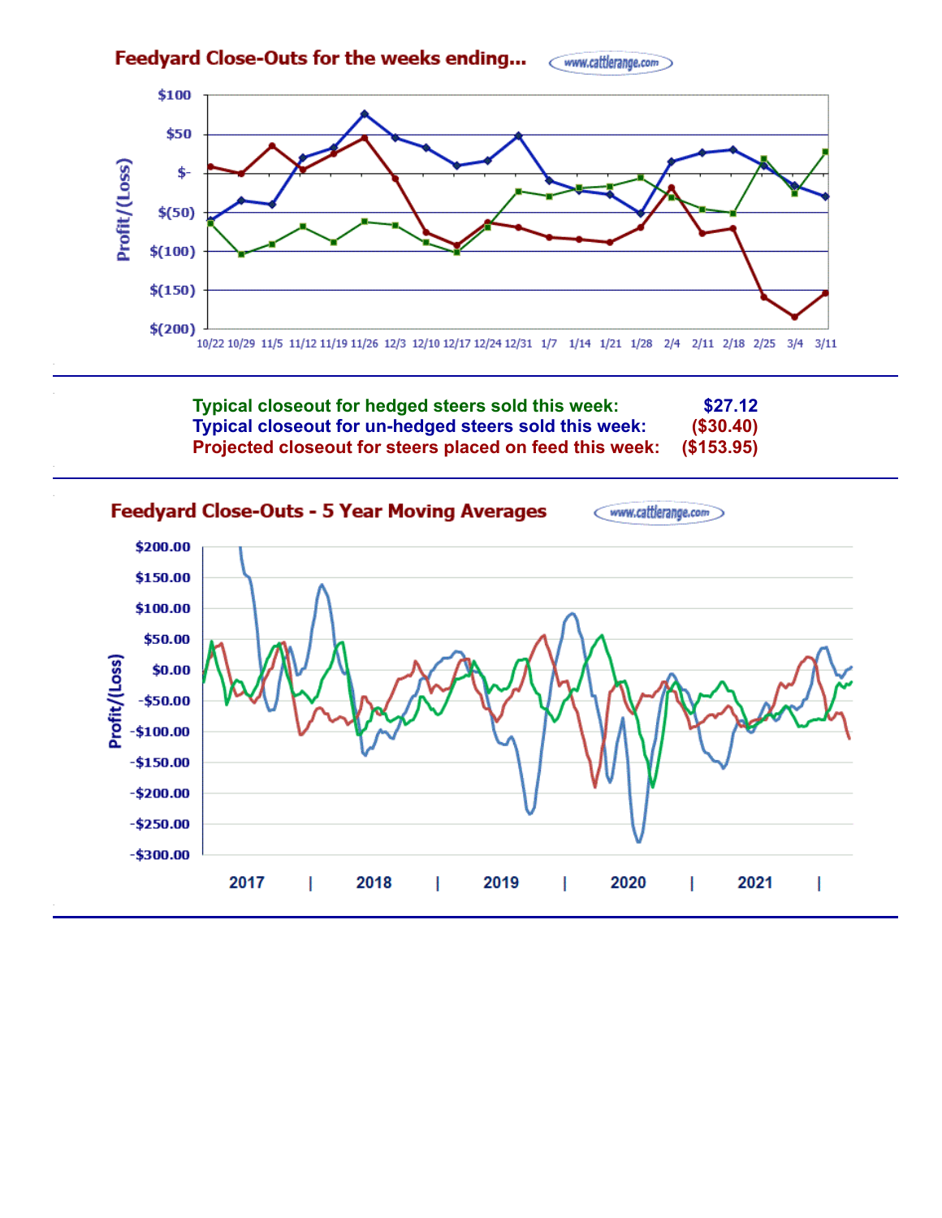## Feedyard Close-Outs for the weeks ending...

www.cattlerange.com

Profit/(Loss)

$100
$50
$-
$(50)
$(100)
$(150)
$(200)

10/22 10/29 11/5 11/12 11/19 11/26 12/3 12/10 12/17 12/24 12/31 1/7 1/14 1/21 1/28 2/4 2/11 2/18 2/25 3/4 3/11

**Typical closeout for hedged steers sold this week: $27.12**
**Typical closeout for un-hedged steers sold this week: ($30.40)**
**Projected closeout for steers placed on feed this week: ($153.95)**

## Feedyard Close-Outs - 5 Year Moving Averages

www.cattlerange.com

Profit/(Loss)

$200.00
$150.00
$100.00
$50.00
$0.00
-$50.00
-$100.00
-$150.00
-$200.00
-$250.00
-$300.00

2017 | 2018 | 2019 | 2020 | 2021 |